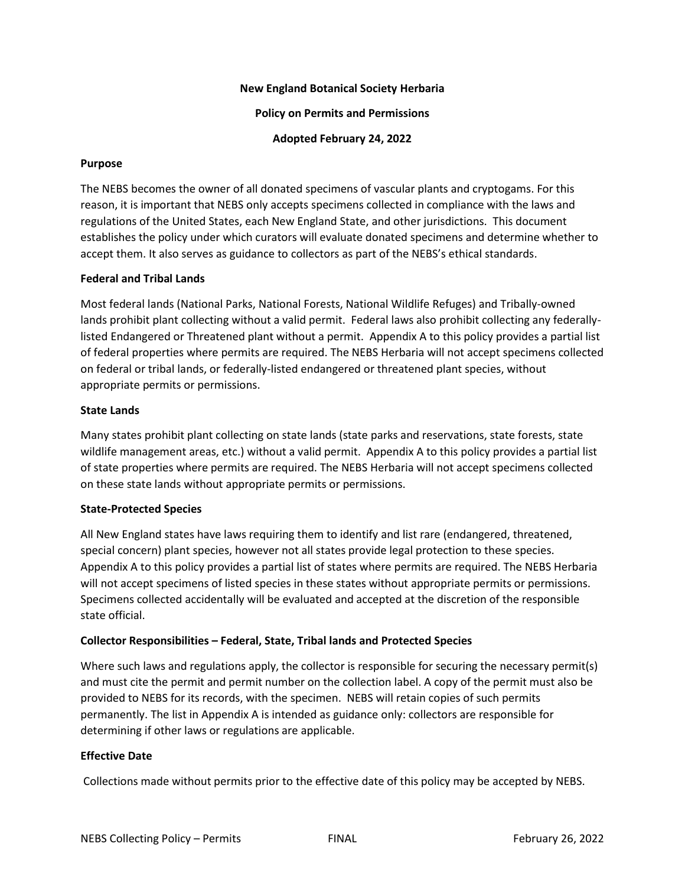# New England Botanical Society Herbaria

## Policy on Permits and Permissions

### Adopted February 24, 2022

**Purpose**

The NEBS becomes the owner of all donated specimens of vascular plants and cryptogams. For this reason, it is important that NEBS only accepts specimens collected in compliance with the laws and regulations of the United States, each New England State, and other jurisdictions. This document establishes the policy under which curators will evaluate donated specimens and determine whether to accept them. It also serves as guidance to collectors as part of the NEBS's ethical standards.

**Federal and Tribal Lands**

Most federal lands (National Parks, National Forests, National Wildlife Refuges) and Tribally-owned lands prohibit plant collecting without a valid permit. Federal laws also prohibit collecting any federally-listed Endangered or Threatened plant without a permit. Appendix A to this policy provides a partial list of federal properties where permits are required. The NEBS Herbaria will not accept specimens collected on federal or tribal lands, or federally-listed endangered or threatened plant species, without appropriate permits or permissions.

**State Lands**

Many states prohibit plant collecting on state lands (state parks and reservations, state forests, state wildlife management areas, etc.) without a valid permit. Appendix A to this policy provides a partial list of state properties where permits are required. The NEBS Herbaria will not accept specimens collected on these state lands without appropriate permits or permissions.

**State-Protected Species**

All New England states have laws requiring them to identify and list rare (endangered, threatened, special concern) plant species, however not all states provide legal protection to these species. Appendix A to this policy provides a partial list of states where permits are required. The NEBS Herbaria will not accept specimens of listed species in these states without appropriate permits or permissions. Specimens collected accidentally will be evaluated and accepted at the discretion of the responsible state official.

**Collector Responsibilities – Federal, State, Tribal lands and Protected Species**

Where such laws and regulations apply, the collector is responsible for securing the necessary permit(s) and must cite the permit and permit number on the collection label. A copy of the permit must also be provided to NEBS for its records, with the specimen. NEBS will retain copies of such permits permanently. The list in Appendix A is intended as guidance only: collectors are responsible for determining if other laws or regulations are applicable.

**Effective Date**

Collections made without permits prior to the effective date of this policy may be accepted by NEBS.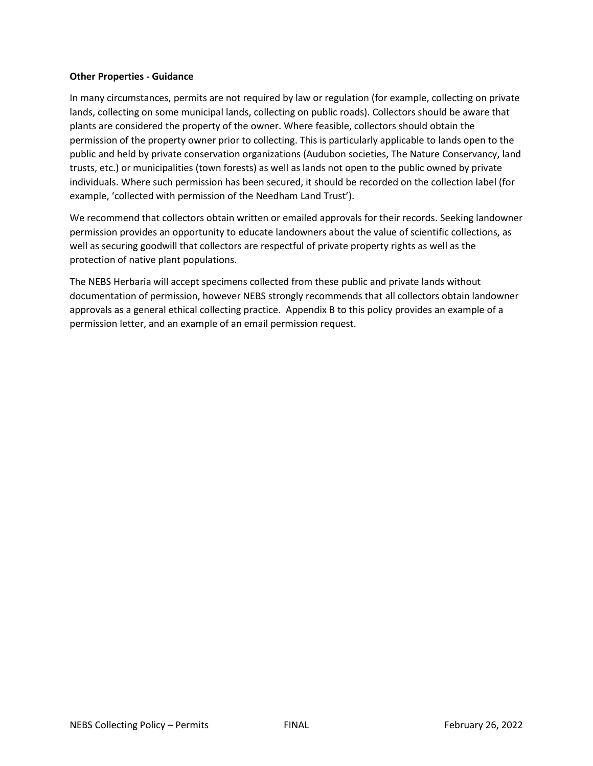**Other Properties - Guidance**

In many circumstances, permits are not required by law or regulation (for example, collecting on private lands, collecting on some municipal lands, collecting on public roads). Collectors should be aware that plants are considered the property of the owner. Where feasible, collectors should obtain the permission of the property owner prior to collecting. This is particularly applicable to lands open to the public and held by private conservation organizations (Audubon societies, The Nature Conservancy, land trusts, etc.) or municipalities (town forests) as well as lands not open to the public owned by private individuals. Where such permission has been secured, it should be recorded on the collection label (for example, 'collected with permission of the Needham Land Trust').

We recommend that collectors obtain written or emailed approvals for their records. Seeking landowner permission provides an opportunity to educate landowners about the value of scientific collections, as well as securing goodwill that collectors are respectful of private property rights as well as the protection of native plant populations.

The NEBS Herbaria will accept specimens collected from these public and private lands without documentation of permission, however NEBS strongly recommends that all collectors obtain landowner approvals as a general ethical collecting practice. Appendix B to this policy provides an example of a permission letter, and an example of an email permission request.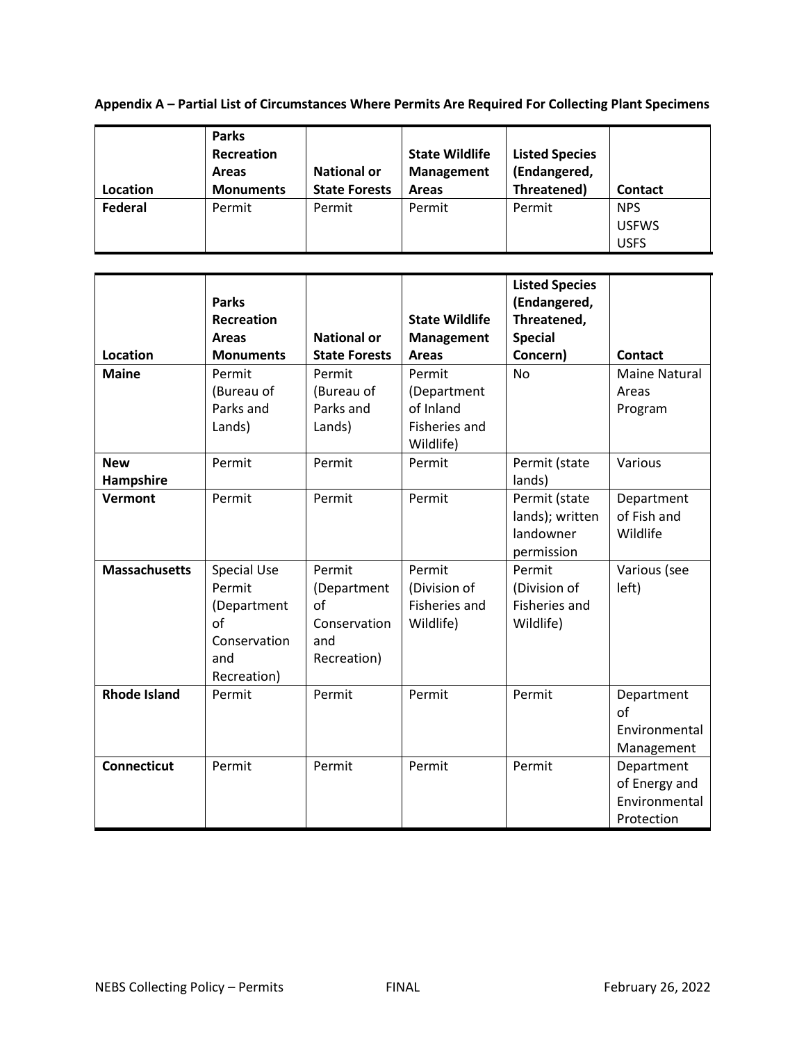**Appendix A – Partial List of Circumstances Where Permits Are Required For Collecting Plant Specimens**

| Location | Parks Recreation Areas Monuments | National or State Forests | State Wildlife Management Areas | Listed Species (Endangered, Threatened) | Contact |
|---|---|---|---|---|---|
| **Federal** | Permit | Permit | Permit | Permit | NPS<br>USFWS<br>USFS |

| Location | Parks Recreation Areas Monuments | National or State Forests | State Wildlife Management Areas | Listed Species (Endangered, Threatened, Special Concern) | Contact |
|---|---|---|---|---|---|
| **Maine** | Permit (Bureau of Parks and Lands) | Permit (Bureau of Parks and Lands) | Permit (Department of Inland Fisheries and Wildlife) | No | Maine Natural Areas Program |
| **New Hampshire** | Permit | Permit | Permit | Permit (state lands) | Various |
| **Vermont** | Permit | Permit | Permit | Permit (state lands); written landowner permission | Department of Fish and Wildlife |
| **Massachusetts** | Special Use Permit (Department of Conservation and Recreation) | Permit (Department of Conservation and Recreation) | Permit (Division of Fisheries and Wildlife) | Permit (Division of Fisheries and Wildlife) | Various (see left) |
| **Rhode Island** | Permit | Permit | Permit | Permit | Department of Environmental Management |
| **Connecticut** | Permit | Permit | Permit | Permit | Department of Energy and Environmental Protection |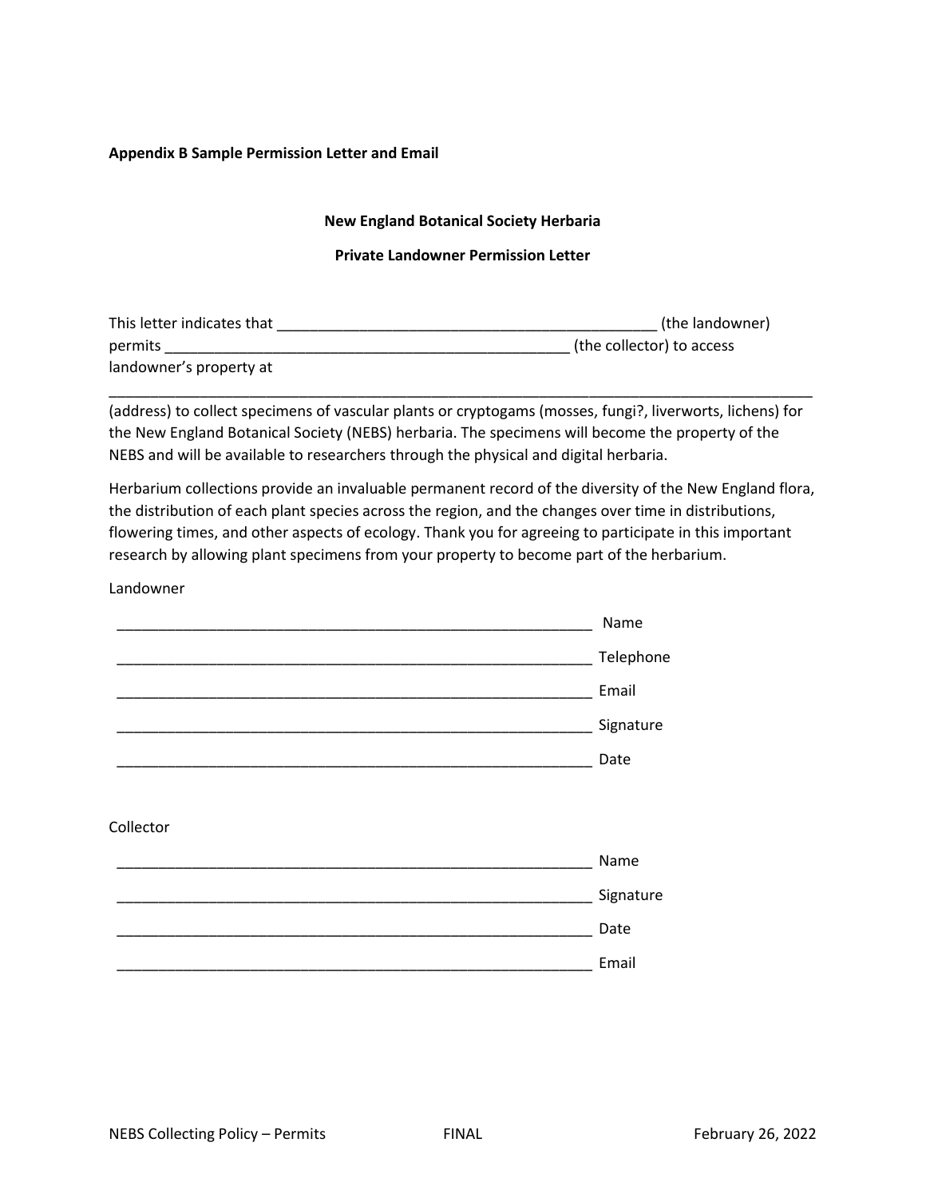**Appendix B Sample Permission Letter and Email**

**New England Botanical Society Herbaria**

**Private Landowner Permission Letter**

This letter indicates that _______________________________________________ (the landowner) permits ___________________________________________________ (the collector) to access landowner's property at

_________________________________________________________________________________________ (address) to collect specimens of vascular plants or cryptogams (mosses, fungi?, liverworts, lichens) for the New England Botanical Society (NEBS) herbaria. The specimens will become the property of the NEBS and will be available to researchers through the physical and digital herbaria.

Herbarium collections provide an invaluable permanent record of the diversity of the New England flora, the distribution of each plant species across the region, and the changes over time in distributions, flowering times, and other aspects of ecology. Thank you for agreeing to participate in this important research by allowing plant specimens from your property to become part of the herbarium.

Landowner

____________________________________________________________ Name

____________________________________________________________ Telephone

____________________________________________________________ Email

____________________________________________________________ Signature

____________________________________________________________ Date

Collector

____________________________________________________________ Name

____________________________________________________________ Signature

____________________________________________________________ Date

____________________________________________________________ Email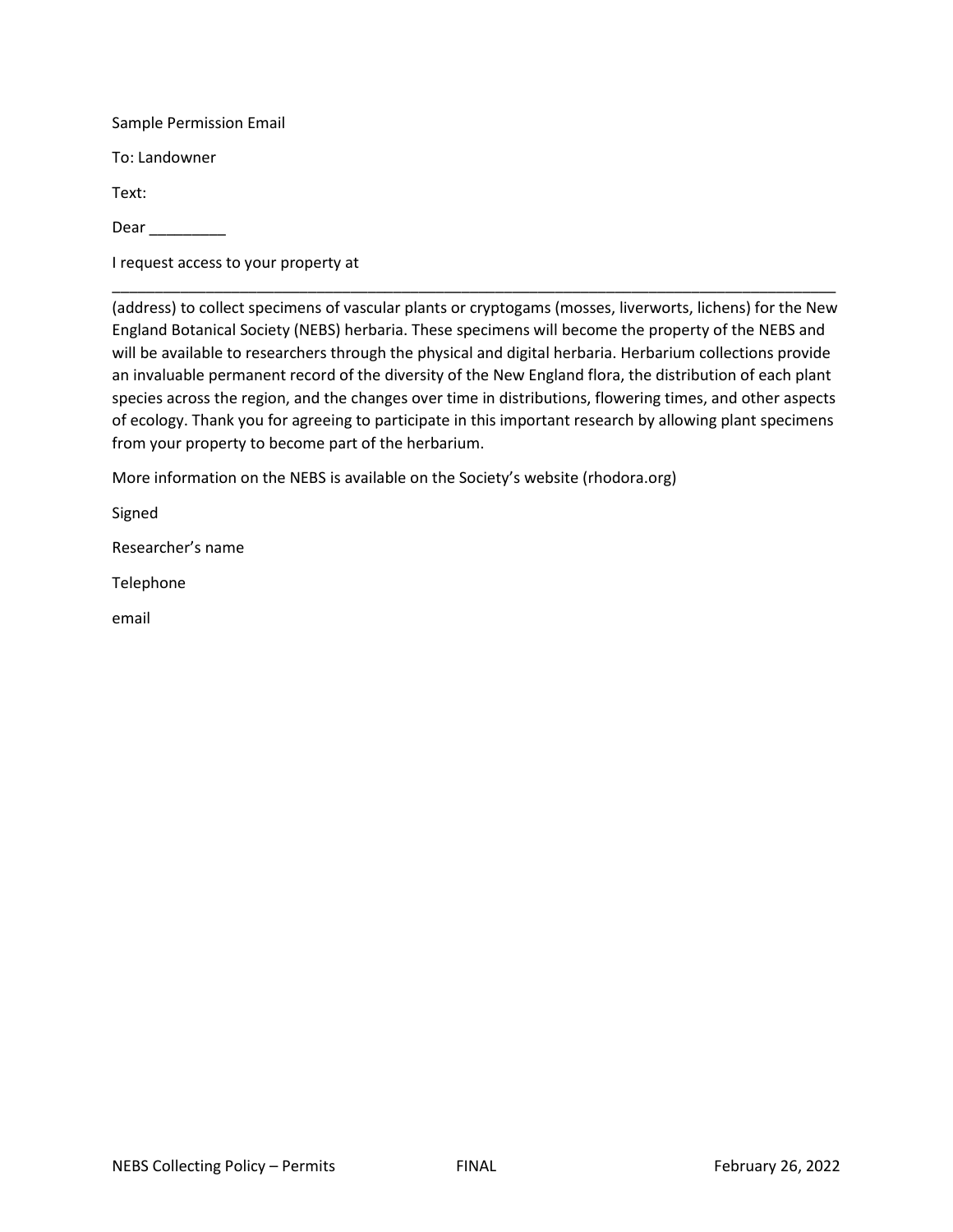Sample Permission Email

To: Landowner

Text:

Dear _________

I request access to your property at ________________________________________________________________________________________

(address) to collect specimens of vascular plants or cryptogams (mosses, liverworts, lichens) for the New England Botanical Society (NEBS) herbaria. These specimens will become the property of the NEBS and will be available to researchers through the physical and digital herbaria. Herbarium collections provide an invaluable permanent record of the diversity of the New England flora, the distribution of each plant species across the region, and the changes over time in distributions, flowering times, and other aspects of ecology. Thank you for agreeing to participate in this important research by allowing plant specimens from your property to become part of the herbarium.

More information on the NEBS is available on the Society's website (rhodora.org)

Signed

Researcher's name

Telephone

email